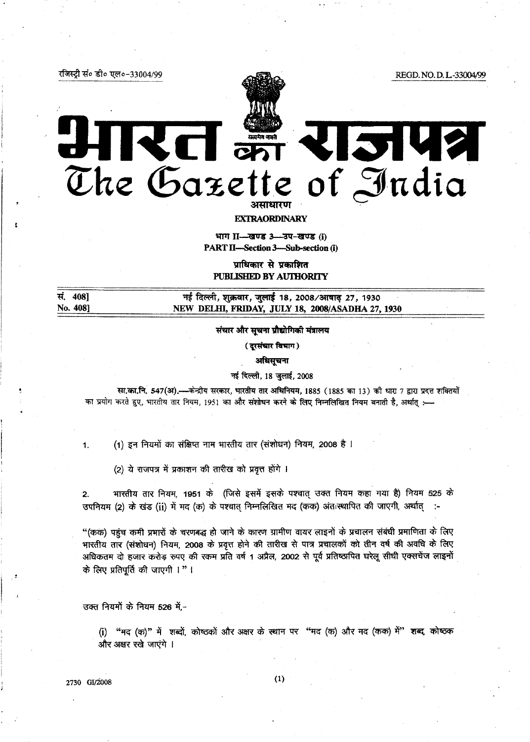रजिस्ट्री सं० डी० एल०-33004/99

REGD. NO. D. L.-33004/99

# भारत का राजपत्र
# The Gazette of India

**असाधारण**

**EXTRAORDINARY**

**भाग II—खण्ड 3—उप-खण्ड (i)**

**PART II—Section 3—Sub-section (i)**

**प्राधिकार से प्रकाशित**

**PUBLISHED BY AUTHORITY**

| | |
|---|---|
| सं. 408] | नई दिल्ली, शुक्रवार, जुलाई 18, 2008/आषाढ़ 27, 1930 |
| No. 408] | NEW DELHI, FRIDAY, JULY 18, 2008/ASADHA 27, 1930 |

**संचार और सूचना प्रौद्योगिकी मंत्रालय**

**( दूरसंचार विभाग )**

**अधिसूचना**

नई दिल्ली, 18 जुलाई, 2008

**सा.का.नि. 547(अ).**—केन्द्रीय सरकार, भारतीय तार अधिनियम, 1885 (1885 का 13) की धारा 7 द्वारा प्रदत्त शक्तियों का प्रयोग करते हुए, भारतीय तार नियम, 1951 का और संशोधन करने के लिए निम्नलिखित नियम बनाती है, अर्थात् :—

1. (1) इन नियमों का संक्षिप्त नाम भारतीय तार (संशोधन) नियम, 2008 है ।

   (2) ये राजपत्र में प्रकाशन की तारीख को प्रवृत्त होंगे ।

2. भारतीय तार नियम, 1951 के (जिसे इसमें इसके पश्चात् उक्त नियम कहा गया है) नियम 525 के उपनियम (2) के खंड (ii) में मद (क) के पश्चात् निम्नलिखित मद (कक) अंतःस्थापित की जाएगी, अर्थात् :-

"(कक) पहुंच कमी प्रभारों के चरणबद्ध हो जाने के कारण ग्रामीण वायर लाइनों के प्रचालन संबंधी प्रमाणिता के लिए भारतीय तार (संशोधन) नियम, 2008 के प्रवृत्त होने की तारीख से पात्र प्रचालकों को तीन वर्ष की अवधि के लिए अधिकतम दो हजार करोड़ रुपए की रकम प्रति वर्ष 1 अप्रैल, 2002 से पूर्व प्रतिष्ठापित घरेलू सीधी एक्सचेंज लाइनों के लिए प्रतिपूर्ति की जाएगी ।" ।

उक्त नियमों के नियम 526 में,-

(i) "मद (क)" में शब्दों, कोष्ठकों और अक्षर के स्थान पर "मद (क) और मद (कक) में" शब्द, कोष्ठक और अक्षर रखे जाएंगे ।

2730 GI/2008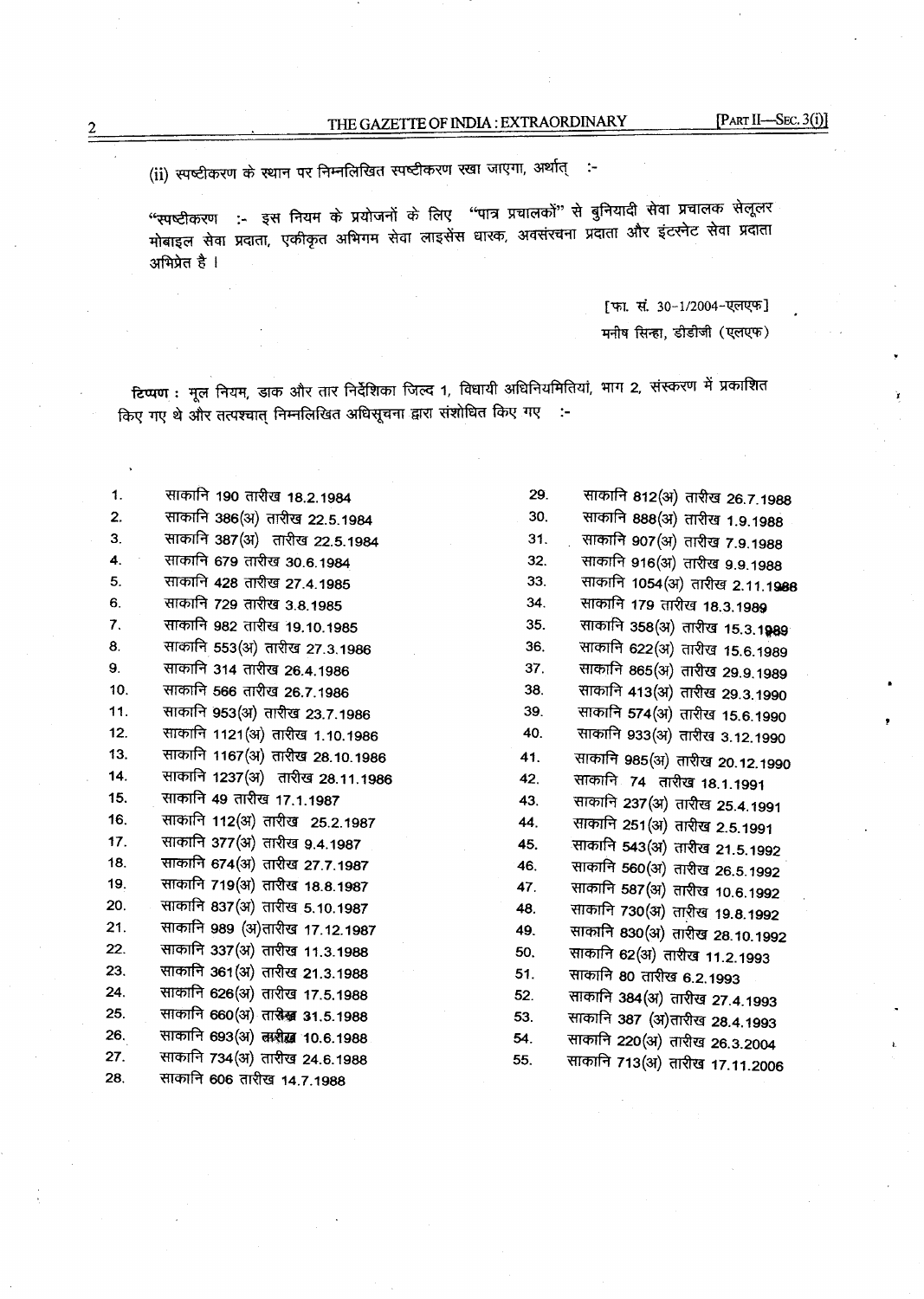(ii) स्पष्टीकरण के स्थान पर निम्नलिखित स्पष्टीकरण रखा जाएगा, अर्थात् :-

"स्पष्टीकरण :- इस नियम के प्रयोजनों के लिए "पात्र प्रचालकों" से बुनियादी सेवा प्रचालक सेलूलर मोबाइल सेवा प्रदाता, एकीकृत अभिगम सेवा लाइसेंस धारक, अवसंरचना प्रदाता और इंटरनेट सेवा प्रदाता अभिप्रेत है ।

[फा. सं. 30-1/2004-एलएफ]

मनीष सिन्हा, डीडीजी (एलएफ)

**टिप्पण :** मूल नियम, डाक और तार निर्देशिका जिल्द 1, विधायी अधिनियमितियां, भाग 2, संस्करण में प्रकाशित किए गए थे और तत्पश्चात् निम्नलिखित अधिसूचना द्वारा संशोधित किए गए :-

1. साकानि 190 तारीख 18.2.1984
2. साकानि 386(अ) तारीख 22.5.1984
3. साकानि 387(अ) तारीख 22.5.1984
4. साकानि 679 तारीख 30.6.1984
5. साकानि 428 तारीख 27.4.1985
6. साकानि 729 तारीख 3.8.1985
7. साकानि 982 तारीख 19.10.1985
8. साकानि 553(अ) तारीख 27.3.1986
9. साकानि 314 तारीख 26.4.1986
10. साकानि 566 तारीख 26.7.1986
11. साकानि 953(अ) तारीख 23.7.1986
12. साकानि 1121(अ) तारीख 1.10.1986
13. साकानि 1167(अ) तारीख 28.10.1986
14. साकानि 1237(अ) तारीख 28.11.1986
15. साकानि 49 तारीख 17.1.1987
16. साकानि 112(अ) तारीख 25.2.1987
17. साकानि 377(अ) तारीख 9.4.1987
18. साकानि 674(अ) तारीख 27.7.1987
19. साकानि 719(अ) तारीख 18.8.1987
20. साकानि 837(अ) तारीख 5.10.1987
21. साकानि 989 (अ)तारीख 17.12.1987
22. साकानि 337(अ) तारीख 11.3.1988
23. साकानि 361(अ) तारीख 21.3.1988
24. साकानि 626(अ) तारीख 17.5.1988
25. साकानि 660(अ) तारीख 31.5.1988
26. साकानि 693(अ) तारीख 10.6.1988
27. साकानि 734(अ) तारीख 24.6.1988
28. साकानि 606 तारीख 14.7.1988
29. साकानि 812(अ) तारीख 26.7.1988
30. साकानि 888(अ) तारीख 1.9.1988
31. साकानि 907(अ) तारीख 7.9.1988
32. साकानि 916(अ) तारीख 9.9.1988
33. साकानि 1054(अ) तारीख 2.11.1988
34. साकानि 179 तारीख 18.3.1989
35. साकानि 358(अ) तारीख 15.3.1989
36. साकानि 622(अ) तारीख 15.6.1989
37. साकानि 865(अ) तारीख 29.9.1989
38. साकानि 413(अ) तारीख 29.3.1990
39. साकानि 574(अ) तारीख 15.6.1990
40. साकानि 933(अ) तारीख 3.12.1990
41. साकानि 985(अ) तारीख 20.12.1990
42. साकानि 74 तारीख 18.1.1991
43. साकानि 237(अ) तारीख 25.4.1991
44. साकानि 251(अ) तारीख 2.5.1991
45. साकानि 543(अ) तारीख 21.5.1992
46. साकानि 560(अ) तारीख 26.5.1992
47. साकानि 587(अ) तारीख 10.6.1992
48. साकानि 730(अ) तारीख 19.8.1992
49. साकानि 830(अ) तारीख 28.10.1992
50. साकानि 62(अ) तारीख 11.2.1993
51. साकानि 80 तारीख 6.2.1993
52. साकानि 384(अ) तारीख 27.4.1993
53. साकानि 387 (अ)तारीख 28.4.1993
54. साकानि 220(अ) तारीख 26.3.2004
55. साकानि 713(अ) तारीख 17.11.2006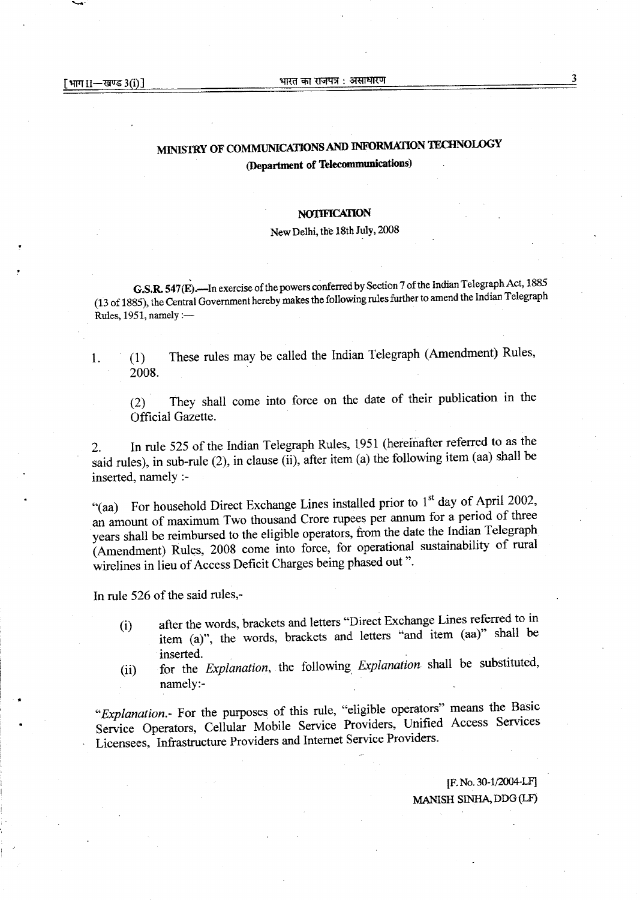# MINISTRY OF COMMUNICATIONS AND INFORMATION TECHNOLOGY

## (Department of Telecommunications)

### NOTIFICATION

New Delhi, the 18th July, 2008

**G.S.R. 547(E).**—In exercise of the powers conferred by Section 7 of the Indian Telegraph Act, 1885 (13 of 1885), the Central Government hereby makes the following rules further to amend the Indian Telegraph Rules, 1951, namely :—

1. (1) These rules may be called the Indian Telegraph (Amendment) Rules, 2008.

   (2) They shall come into force on the date of their publication in the Official Gazette.

2. In rule 525 of the Indian Telegraph Rules, 1951 (hereinafter referred to as the said rules), in sub-rule (2), in clause (ii), after item (a) the following item (aa) shall be inserted, namely :-

"(aa) For household Direct Exchange Lines installed prior to 1st day of April 2002, an amount of maximum Two thousand Crore rupees per annum for a period of three years shall be reimbursed to the eligible operators, from the date the Indian Telegraph (Amendment) Rules, 2008 come into force, for operational sustainability of rural wirelines in lieu of Access Deficit Charges being phased out ".

In rule 526 of the said rules,-

(i) after the words, brackets and letters "Direct Exchange Lines referred to in item (a)", the words, brackets and letters "and item (aa)" shall be inserted.

(ii) for the *Explanation*, the following *Explanation* shall be substituted, namely:-

"*Explanation*.- For the purposes of this rule, "eligible operators" means the Basic Service Operators, Cellular Mobile Service Providers, Unified Access Services Licensees, Infrastructure Providers and Internet Service Providers.

[F. No. 30-1/2004-LF]

MANISH SINHA, DDG (LF)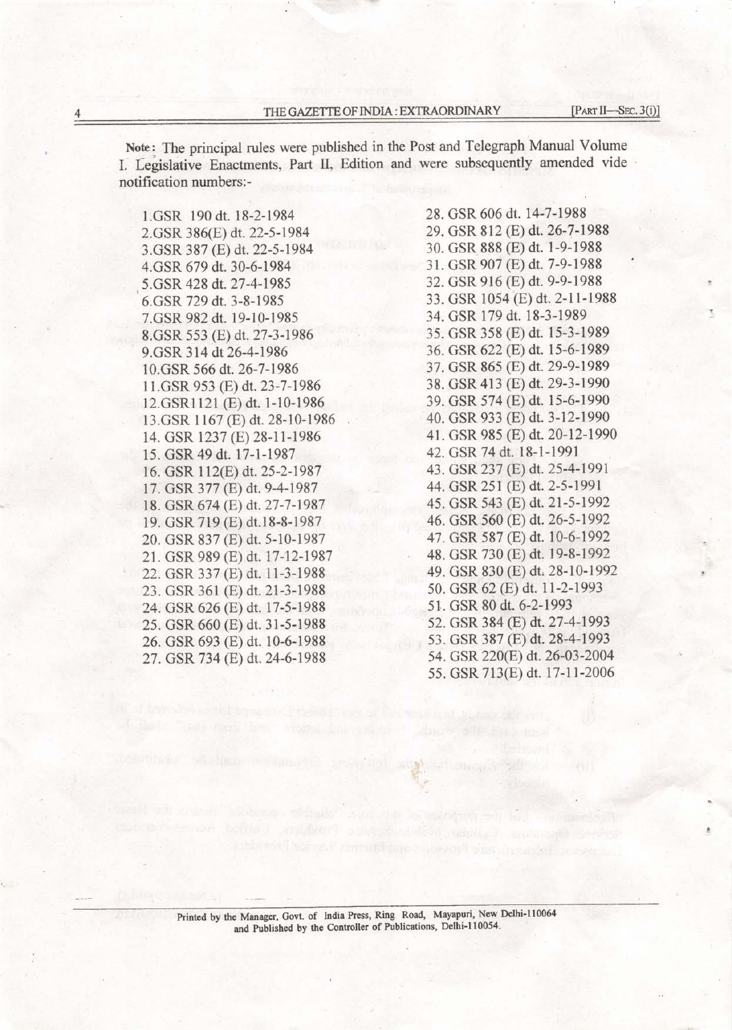**Note**: The principal rules were published in the Post and Telegraph Manual Volume I. Legislative Enactments, Part II, Edition and were subsequently amended vide notification numbers:-

1. GSR 190 dt. 18-2-1984
2. GSR 386(E) dt. 22-5-1984
3. GSR 387 (E) dt. 22-5-1984
4. GSR 679 dt. 30-6-1984
5. GSR 428 dt. 27-4-1985
6. GSR 729 dt. 3-8-1985
7. GSR 982 dt. 19-10-1985
8. GSR 553 (E) dt. 27-3-1986
9. GSR 314 dt 26-4-1986
10. GSR 566 dt. 26-7-1986
11. GSR 953 (E) dt. 23-7-1986
12. GSR1121 (E) dt. 1-10-1986
13. GSR 1167 (E) dt. 28-10-1986
14. GSR 1237 (E) 28-11-1986
15. GSR 49 dt. 17-1-1987
16. GSR 112(E) dt. 25-2-1987
17. GSR 377 (E) dt. 9-4-1987
18. GSR 674 (E) dt. 27-7-1987
19. GSR 719 (E) dt.18-8-1987
20. GSR 837 (E) dt. 5-10-1987
21. GSR 989 (E) dt. 17-12-1987
22. GSR 337 (E) dt. 11-3-1988
23. GSR 361 (E) dt. 21-3-1988
24. GSR 626 (E) dt. 17-5-1988
25. GSR 660 (E) dt. 31-5-1988
26. GSR 693 (E) dt. 10-6-1988
27. GSR 734 (E) dt. 24-6-1988
28. GSR 606 dt. 14-7-1988
29. GSR 812 (E) dt. 26-7-1988
30. GSR 888 (E) dt. 1-9-1988
31. GSR 907 (E) dt. 7-9-1988
32. GSR 916 (E) dt. 9-9-1988
33. GSR 1054 (E) dt. 2-11-1988
34. GSR 179 dt. 18-3-1989
35. GSR 358 (E) dt. 15-3-1989
36. GSR 622 (E) dt. 15-6-1989
37. GSR 865 (E) dt. 29-9-1989
38. GSR 413 (E) dt. 29-3-1990
39. GSR 574 (E) dt. 15-6-1990
40. GSR 933 (E) dt. 3-12-1990
41. GSR 985 (E) dt. 20-12-1990
42. GSR 74 dt. 18-1-1991
43. GSR 237 (E) dt. 25-4-1991
44. GSR 251 (E) dt. 2-5-1991
45. GSR 543 (E) dt. 21-5-1992
46. GSR 560 (E) dt. 26-5-1992
47. GSR 587 (E) dt. 10-6-1992
48. GSR 730 (E) dt. 19-8-1992
49. GSR 830 (E) dt. 28-10-1992
50. GSR 62 (E) dt. 11-2-1993
51. GSR 80 dt. 6-2-1993
52. GSR 384 (E) dt. 27-4-1993
53. GSR 387 (E) dt. 28-4-1993
54. GSR 220(E) dt. 26-03-2004
55. GSR 713(E) dt. 17-11-2006

Printed by the Manager, Govt. of India Press, Ring Road, Mayapuri, New Delhi-110064 and Published by the Controller of Publications, Delhi-110054.